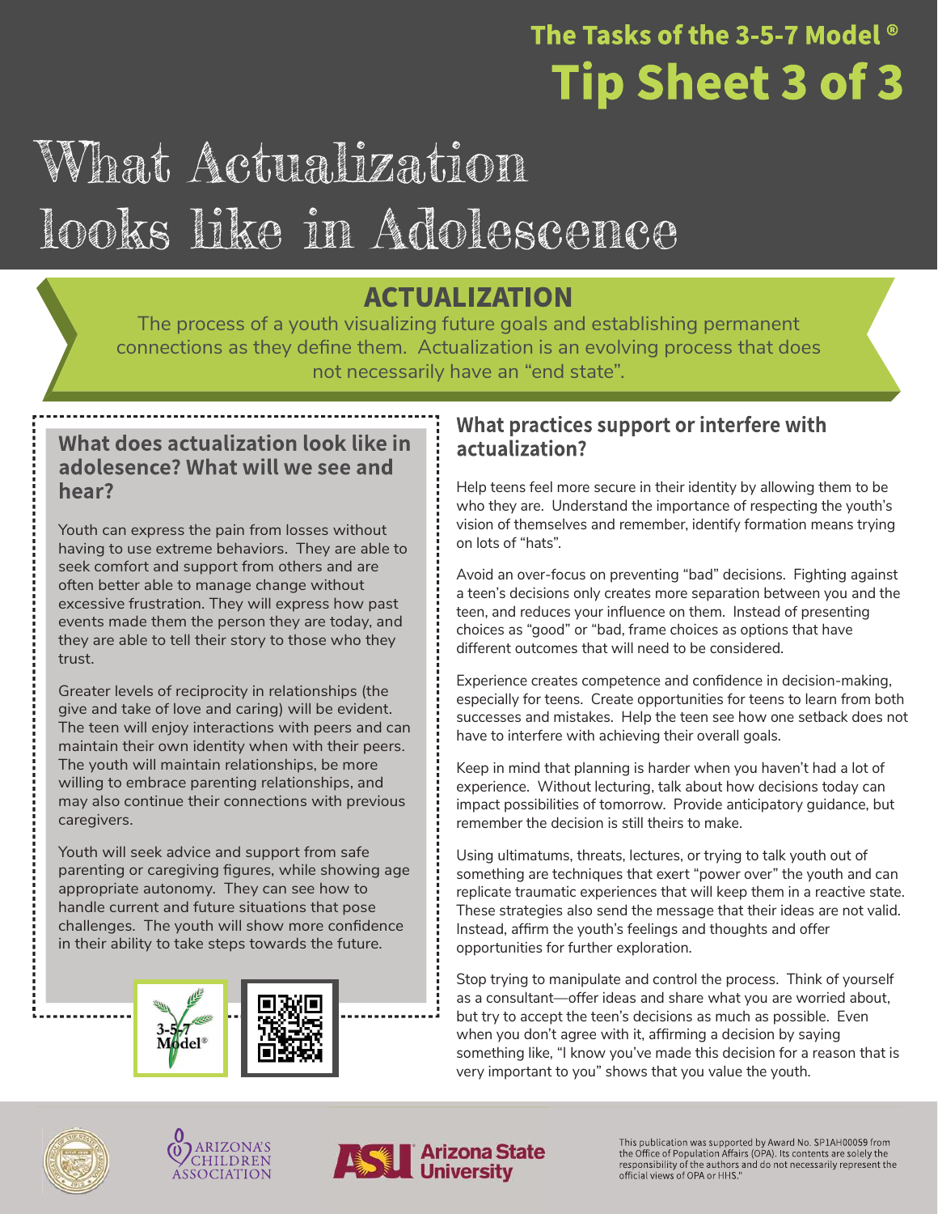The Tasks of the 3-5-7 Model ®

# Tip Sheet 3 of 3

# What Actualization looks like in Adolescence

## ACTUALIZATION

The process of a youth visualizing future goals and establishing permanent connections as they define them. Actualization is an evolving process that does not necessarily have an "end state".

### What does actualization look like in adolesence? What will we see and hear?

Youth can express the pain from losses without having to use extreme behaviors. They are able to seek comfort and support from others and are often better able to manage change without excessive frustration. They will express how past events made them the person they are today, and they are able to tell their story to those who they trust.

Greater levels of reciprocity in relationships (the give and take of love and caring) will be evident. The teen will enjoy interactions with peers and can maintain their own identity when with their peers. The youth will maintain relationships, be more willing to embrace parenting relationships, and may also continue their connections with previous caregivers.

Youth will seek advice and support from safe parenting or caregiving figures, while showing age appropriate autonomy. They can see how to handle current and future situations that pose challenges. The youth will show more confidence in their ability to take steps towards the future.

### What practices support or interfere with actualization?

Help teens feel more secure in their identity by allowing them to be who they are. Understand the importance of respecting the youth's vision of themselves and remember, identify formation means trying on lots of "hats".

Avoid an over-focus on preventing "bad" decisions. Fighting against a teen's decisions only creates more separation between you and the teen, and reduces your influence on them. Instead of presenting choices as "good" or "bad, frame choices as options that have different outcomes that will need to be considered.

Experience creates competence and confidence in decision-making, especially for teens. Create opportunities for teens to learn from both successes and mistakes. Help the teen see how one setback does not have to interfere with achieving their overall goals.

Keep in mind that planning is harder when you haven't had a lot of experience. Without lecturing, talk about how decisions today can impact possibilities of tomorrow. Provide anticipatory guidance, but remember the decision is still theirs to make.

Using ultimatums, threats, lectures, or trying to talk youth out of something are techniques that exert "power over" the youth and can replicate traumatic experiences that will keep them in a reactive state. These strategies also send the message that their ideas are not valid. Instead, affirm the youth's feelings and thoughts and offer opportunities for further exploration.

Stop trying to manipulate and control the process. Think of yourself as a consultant—offer ideas and share what you are worried about, but try to accept the teen's decisions as much as possible. Even when you don't agree with it, affirming a decision by saying something like, "I know you've made this decision for a reason that is very important to you" shows that you value the youth.

This publication was supported by Award No. SP1AH00059 from the Office of Population Affairs (OPA). Its contents are solely the responsibility of the authors and do not necessarily represent the official views of OPA or HHS."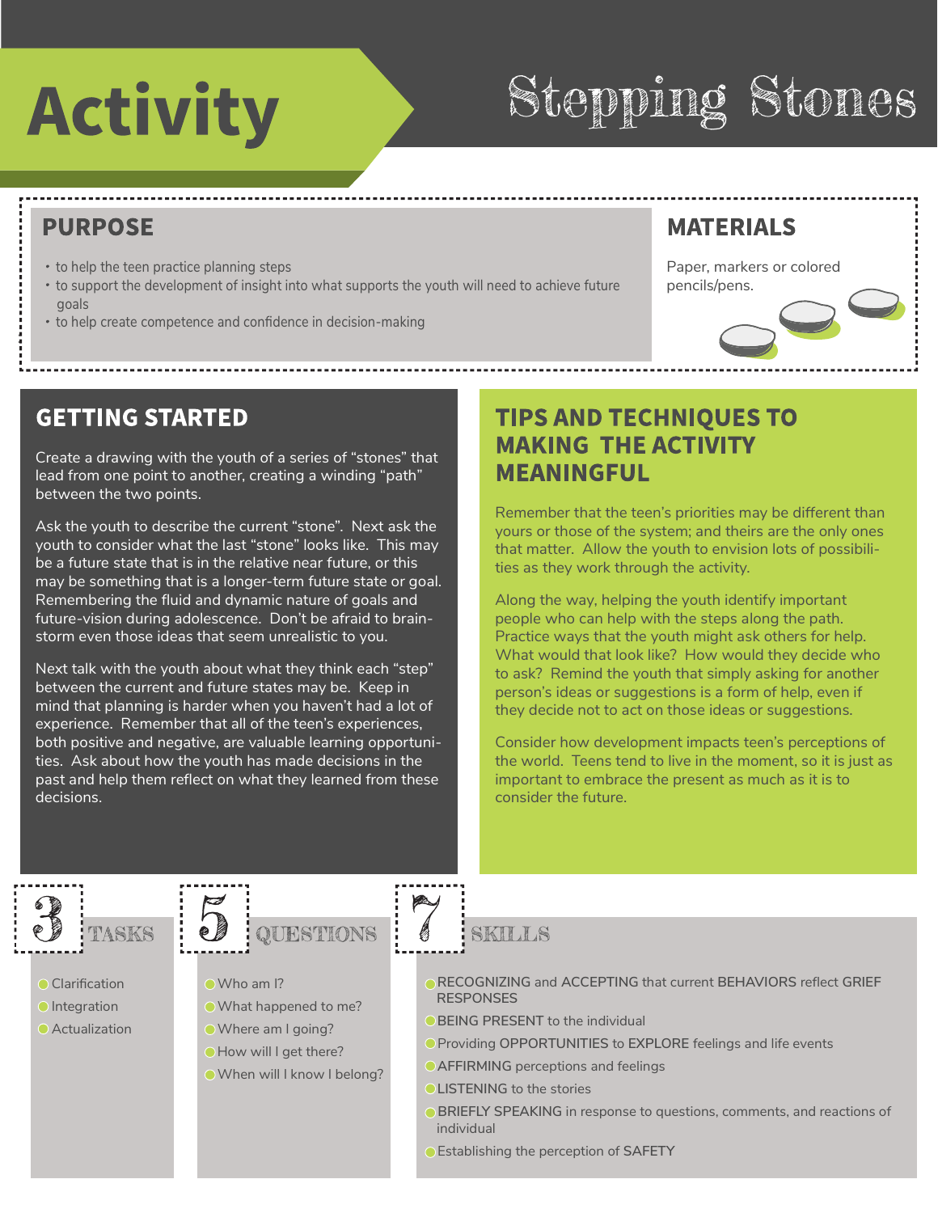# Activity

# Stepping Stones

## PURPOSE

- to help the teen practice planning steps
- to support the development of insight into what supports the youth will need to achieve future goals
- to help create competence and confidence in decision-making

## MATERIALS

Paper, markers or colored pencils/pens.

## GETTING STARTED

Create a drawing with the youth of a series of "stones" that lead from one point to another, creating a winding "path" between the two points.

Ask the youth to describe the current "stone". Next ask the youth to consider what the last "stone" looks like. This may be a future state that is in the relative near future, or this may be something that is a longer-term future state or goal. Remembering the fluid and dynamic nature of goals and future-vision during adolescence. Don't be afraid to brainstorm even those ideas that seem unrealistic to you.

Next talk with the youth about what they think each "step" between the current and future states may be. Keep in mind that planning is harder when you haven't had a lot of experience. Remember that all of the teen's experiences, both positive and negative, are valuable learning opportunities. Ask about how the youth has made decisions in the past and help them reflect on what they learned from these decisions.

## TIPS AND TECHNIQUES TO MAKING THE ACTIVITY MEANINGFUL

Remember that the teen's priorities may be different than yours or those of the system; and theirs are the only ones that matter. Allow the youth to envision lots of possibilities as they work through the activity.

Along the way, helping the youth identify important people who can help with the steps along the path. Practice ways that the youth might ask others for help. What would that look like? How would they decide who to ask? Remind the youth that simply asking for another person's ideas or suggestions is a form of help, even if they decide not to act on those ideas or suggestions.

Consider how development impacts teen's perceptions of the world. Teens tend to live in the moment, so it is just as important to embrace the present as much as it is to consider the future.

## 3 TASKS

- Clarification
- Integration
- Actualization

## 5 QUESTIONS

- Who am I?
- What happened to me?
- Where am I going?
- How will I get there?
- When will I know I belong?

## 7 SKILLS

- RECOGNIZING and ACCEPTING that current BEHAVIORS reflect GRIEF RESPONSES
- BEING PRESENT to the individual
- Providing OPPORTUNITIES to EXPLORE feelings and life events
- AFFIRMING perceptions and feelings
- LISTENING to the stories
- BRIEFLY SPEAKING in response to questions, comments, and reactions of individual
- Establishing the perception of SAFETY